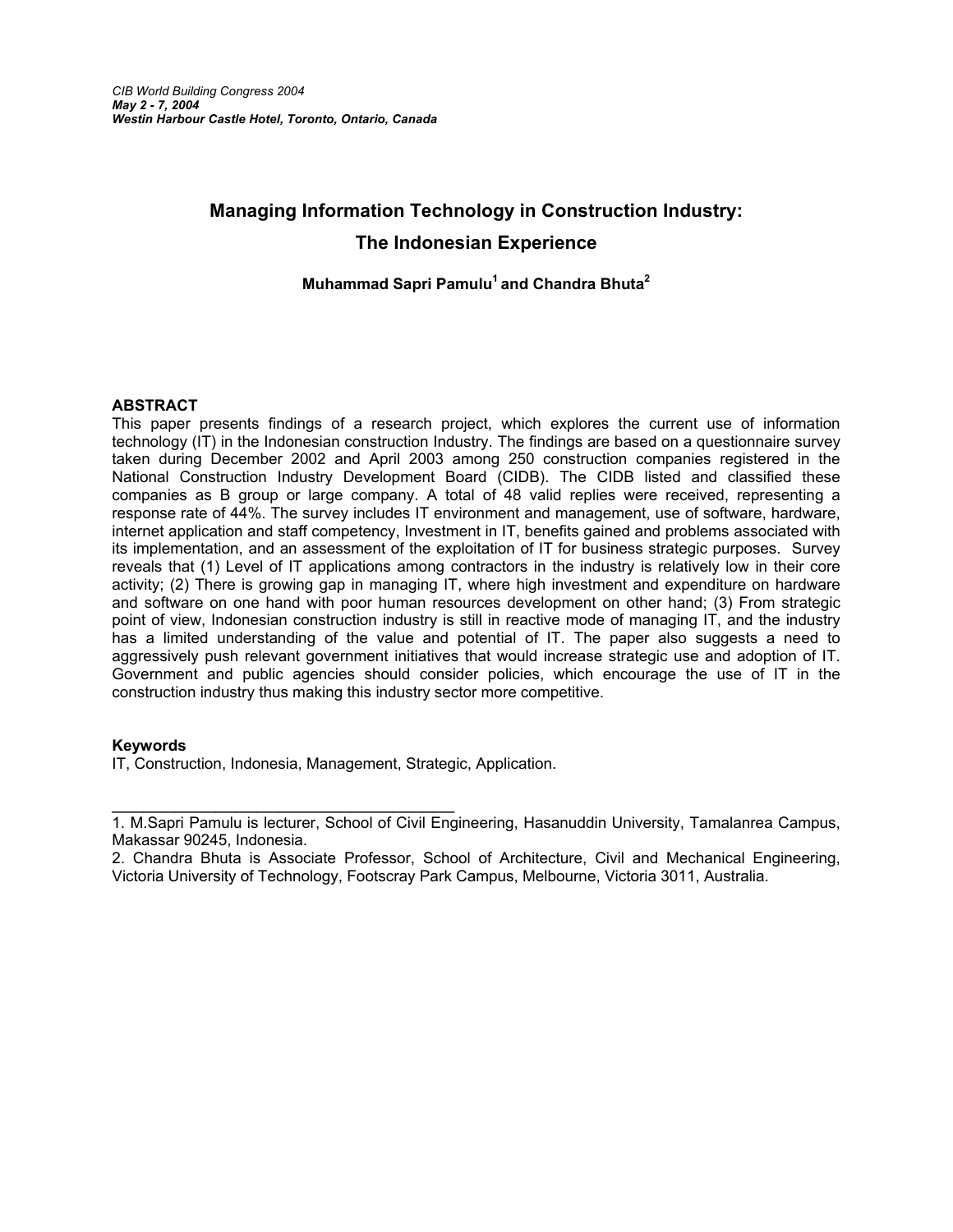*CIB World Building Congress 2004*
***May 2 - 7, 2004***
***Westin Harbour Castle Hotel, Toronto, Ontario, Canada***

# Managing Information Technology in Construction Industry: The Indonesian Experience

**Muhammad Sapri Pamulu[1] and Chandra Bhuta[2]**

## ABSTRACT

This paper presents findings of a research project, which explores the current use of information technology (IT) in the Indonesian construction Industry. The findings are based on a questionnaire survey taken during December 2002 and April 2003 among 250 construction companies registered in the National Construction Industry Development Board (CIDB). The CIDB listed and classified these companies as B group or large company. A total of 48 valid replies were received, representing a response rate of 44%. The survey includes IT environment and management, use of software, hardware, internet application and staff competency, Investment in IT, benefits gained and problems associated with its implementation, and an assessment of the exploitation of IT for business strategic purposes. Survey reveals that (1) Level of IT applications among contractors in the industry is relatively low in their core activity; (2) There is growing gap in managing IT, where high investment and expenditure on hardware and software on one hand with poor human resources development on other hand; (3) From strategic point of view, Indonesian construction industry is still in reactive mode of managing IT, and the industry has a limited understanding of the value and potential of IT. The paper also suggests a need to aggressively push relevant government initiatives that would increase strategic use and adoption of IT. Government and public agencies should consider policies, which encourage the use of IT in the construction industry thus making this industry sector more competitive.

**Keywords**

IT, Construction, Indonesia, Management, Strategic, Application.

---

1. M.Sapri Pamulu is lecturer, School of Civil Engineering, Hasanuddin University, Tamalanrea Campus, Makassar 90245, Indonesia.
2. Chandra Bhuta is Associate Professor, School of Architecture, Civil and Mechanical Engineering, Victoria University of Technology, Footscray Park Campus, Melbourne, Victoria 3011, Australia.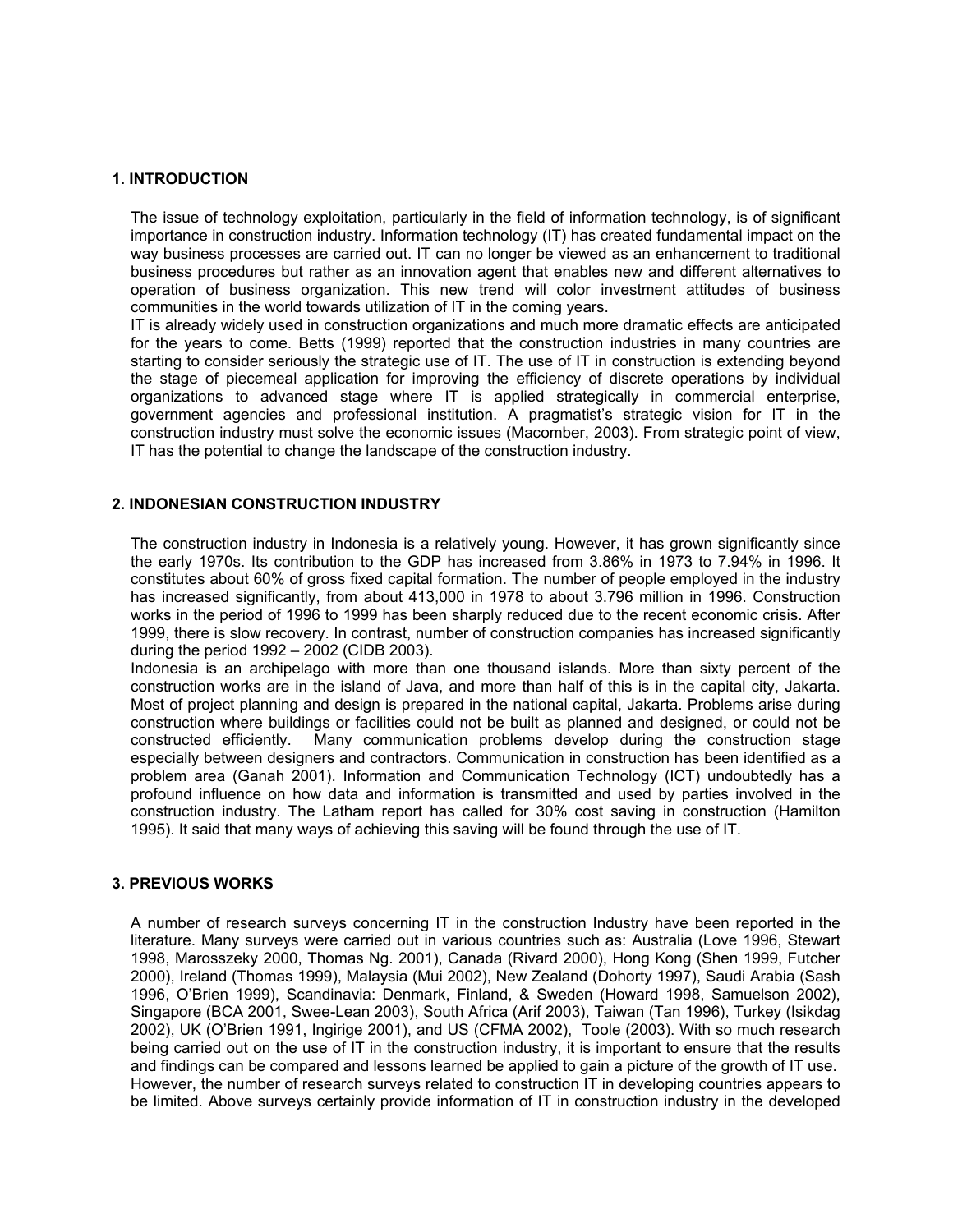## 1. INTRODUCTION

The issue of technology exploitation, particularly in the field of information technology, is of significant importance in construction industry. Information technology (IT) has created fundamental impact on the way business processes are carried out. IT can no longer be viewed as an enhancement to traditional business procedures but rather as an innovation agent that enables new and different alternatives to operation of business organization. This new trend will color investment attitudes of business communities in the world towards utilization of IT in the coming years.

IT is already widely used in construction organizations and much more dramatic effects are anticipated for the years to come. Betts (1999) reported that the construction industries in many countries are starting to consider seriously the strategic use of IT. The use of IT in construction is extending beyond the stage of piecemeal application for improving the efficiency of discrete operations by individual organizations to advanced stage where IT is applied strategically in commercial enterprise, government agencies and professional institution. A pragmatist's strategic vision for IT in the construction industry must solve the economic issues (Macomber, 2003). From strategic point of view, IT has the potential to change the landscape of the construction industry.

## 2. INDONESIAN CONSTRUCTION INDUSTRY

The construction industry in Indonesia is a relatively young. However, it has grown significantly since the early 1970s. Its contribution to the GDP has increased from 3.86% in 1973 to 7.94% in 1996. It constitutes about 60% of gross fixed capital formation. The number of people employed in the industry has increased significantly, from about 413,000 in 1978 to about 3.796 million in 1996. Construction works in the period of 1996 to 1999 has been sharply reduced due to the recent economic crisis. After 1999, there is slow recovery. In contrast, number of construction companies has increased significantly during the period 1992 – 2002 (CIDB 2003).

Indonesia is an archipelago with more than one thousand islands. More than sixty percent of the construction works are in the island of Java, and more than half of this is in the capital city, Jakarta. Most of project planning and design is prepared in the national capital, Jakarta. Problems arise during construction where buildings or facilities could not be built as planned and designed, or could not be constructed efficiently. Many communication problems develop during the construction stage especially between designers and contractors. Communication in construction has been identified as a problem area (Ganah 2001). Information and Communication Technology (ICT) undoubtedly has a profound influence on how data and information is transmitted and used by parties involved in the construction industry. The Latham report has called for 30% cost saving in construction (Hamilton 1995). It said that many ways of achieving this saving will be found through the use of IT.

## 3. PREVIOUS WORKS

A number of research surveys concerning IT in the construction Industry have been reported in the literature. Many surveys were carried out in various countries such as: Australia (Love 1996, Stewart 1998, Marosszeky 2000, Thomas Ng. 2001), Canada (Rivard 2000), Hong Kong (Shen 1999, Futcher 2000), Ireland (Thomas 1999), Malaysia (Mui 2002), New Zealand (Dohorty 1997), Saudi Arabia (Sash 1996, O'Brien 1999), Scandinavia: Denmark, Finland, & Sweden (Howard 1998, Samuelson 2002), Singapore (BCA 2001, Swee-Lean 2003), South Africa (Arif 2003), Taiwan (Tan 1996), Turkey (Isikdag 2002), UK (O'Brien 1991, Ingirige 2001), and US (CFMA 2002), Toole (2003). With so much research being carried out on the use of IT in the construction industry, it is important to ensure that the results and findings can be compared and lessons learned be applied to gain a picture of the growth of IT use. However, the number of research surveys related to construction IT in developing countries appears to be limited. Above surveys certainly provide information of IT in construction industry in the developed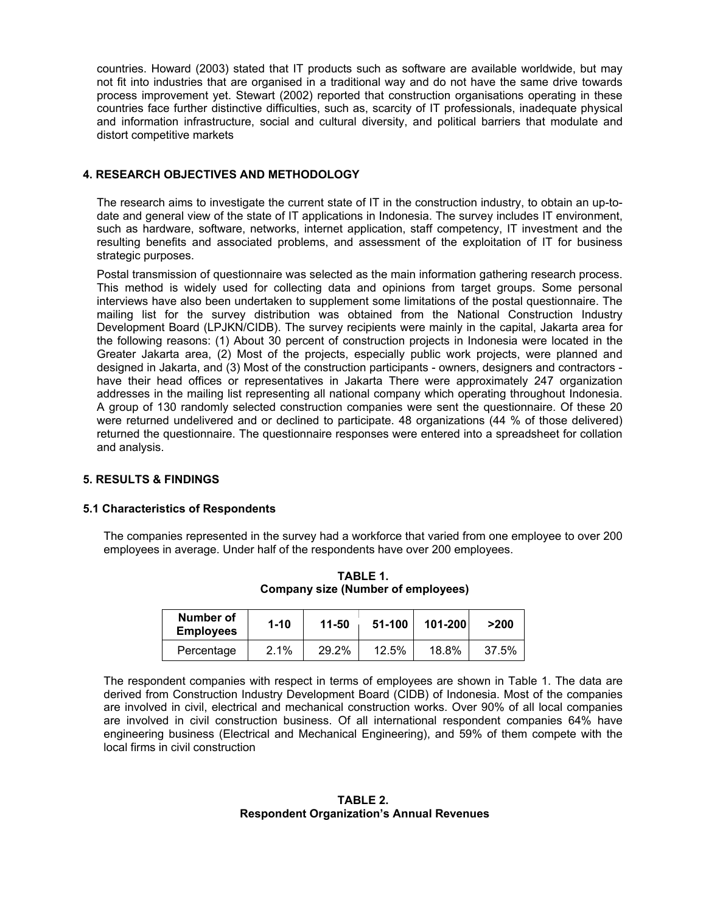countries. Howard (2003) stated that IT products such as software are available worldwide, but may not fit into industries that are organised in a traditional way and do not have the same drive towards process improvement yet. Stewart (2002) reported that construction organisations operating in these countries face further distinctive difficulties, such as, scarcity of IT professionals, inadequate physical and information infrastructure, social and cultural diversity, and political barriers that modulate and distort competitive markets

## 4. RESEARCH OBJECTIVES AND METHODOLOGY

The research aims to investigate the current state of IT in the construction industry, to obtain an up-to-date and general view of the state of IT applications in Indonesia. The survey includes IT environment, such as hardware, software, networks, internet application, staff competency, IT investment and the resulting benefits and associated problems, and assessment of the exploitation of IT for business strategic purposes.

Postal transmission of questionnaire was selected as the main information gathering research process. This method is widely used for collecting data and opinions from target groups. Some personal interviews have also been undertaken to supplement some limitations of the postal questionnaire. The mailing list for the survey distribution was obtained from the National Construction Industry Development Board (LPJKN/CIDB). The survey recipients were mainly in the capital, Jakarta area for the following reasons: (1) About 30 percent of construction projects in Indonesia were located in the Greater Jakarta area, (2) Most of the projects, especially public work projects, were planned and designed in Jakarta, and (3) Most of the construction participants - owners, designers and contractors - have their head offices or representatives in Jakarta There were approximately 247 organization addresses in the mailing list representing all national company which operating throughout Indonesia. A group of 130 randomly selected construction companies were sent the questionnaire. Of these 20 were returned undelivered and or declined to participate. 48 organizations (44 % of those delivered) returned the questionnaire. The questionnaire responses were entered into a spreadsheet for collation and analysis.

## 5. RESULTS & FINDINGS

### 5.1 Characteristics of Respondents

The companies represented in the survey had a workforce that varied from one employee to over 200 employees in average. Under half of the respondents have over 200 employees.

**TABLE 1.**
**Company size (Number of employees)**

| Number of Employees | 1-10 | 11-50 | 51-100 | 101-200 | >200 |
|---|---|---|---|---|---|
| Percentage | 2.1% | 29.2% | 12.5% | 18.8% | 37.5% |

The respondent companies with respect in terms of employees are shown in Table 1. The data are derived from Construction Industry Development Board (CIDB) of Indonesia. Most of the companies are involved in civil, electrical and mechanical construction works. Over 90% of all local companies are involved in civil construction business. Of all international respondent companies 64% have engineering business (Electrical and Mechanical Engineering), and 59% of them compete with the local firms in civil construction

**TABLE 2.**
**Respondent Organization's Annual Revenues**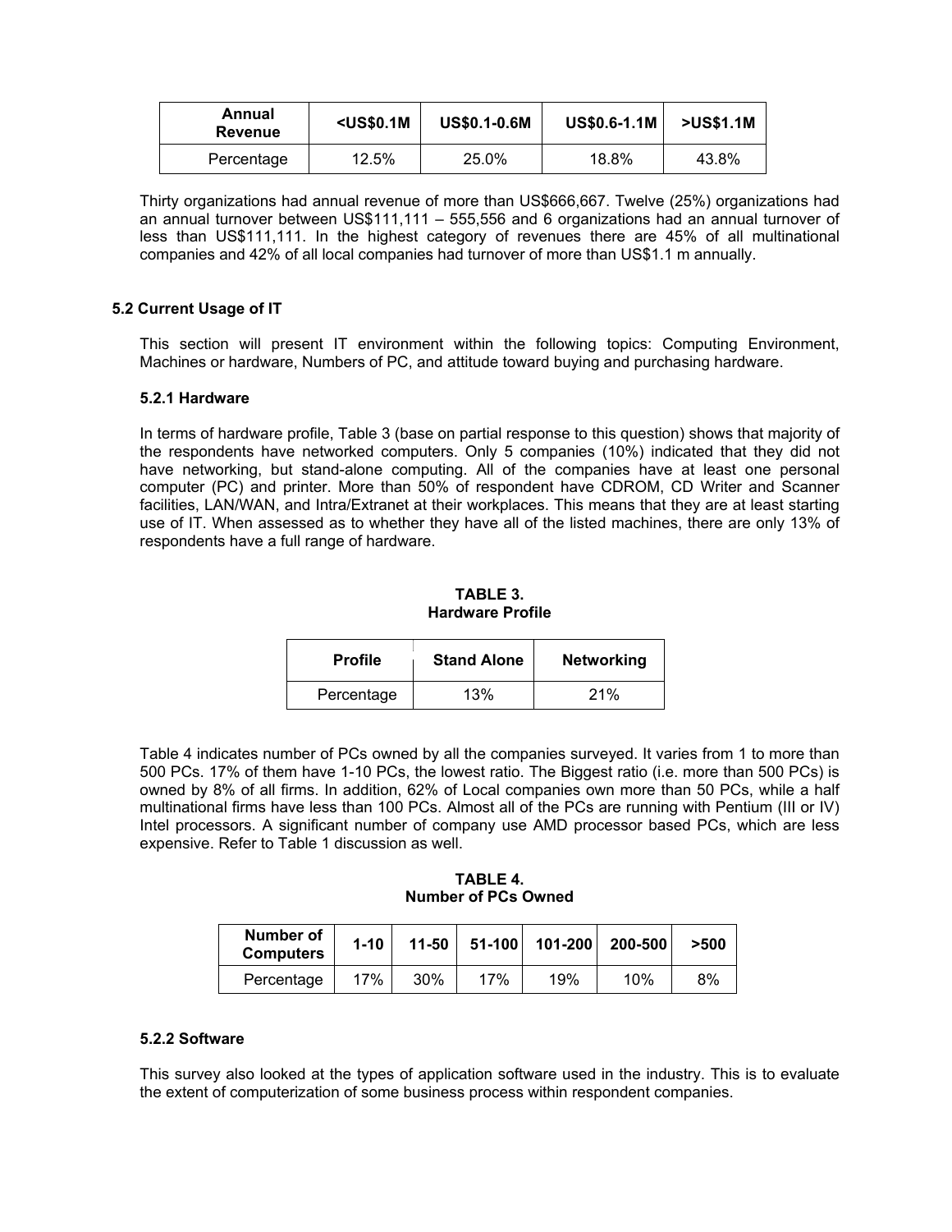| Annual Revenue | <US$0.1M | US$0.1-0.6M | US$0.6-1.1M | >US$1.1M |
|---|---|---|---|---|
| Percentage | 12.5% | 25.0% | 18.8% | 43.8% |

Thirty organizations had annual revenue of more than US$666,667. Twelve (25%) organizations had an annual turnover between US$111,111 – 555,556 and 6 organizations had an annual turnover of less than US$111,111. In the highest category of revenues there are 45% of all multinational companies and 42% of all local companies had turnover of more than US$1.1 m annually.

### 5.2 Current Usage of IT

This section will present IT environment within the following topics: Computing Environment, Machines or hardware, Numbers of PC, and attitude toward buying and purchasing hardware.

#### 5.2.1 Hardware

In terms of hardware profile, Table 3 (base on partial response to this question) shows that majority of the respondents have networked computers. Only 5 companies (10%) indicated that they did not have networking, but stand-alone computing. All of the companies have at least one personal computer (PC) and printer. More than 50% of respondent have CDROM, CD Writer and Scanner facilities, LAN/WAN, and Intra/Extranet at their workplaces. This means that they are at least starting use of IT. When assessed as to whether they have all of the listed machines, there are only 13% of respondents have a full range of hardware.

**TABLE 3.**
**Hardware Profile**

| Profile | Stand Alone | Networking |
|---|---|---|
| Percentage | 13% | 21% |

Table 4 indicates number of PCs owned by all the companies surveyed. It varies from 1 to more than 500 PCs. 17% of them have 1-10 PCs, the lowest ratio. The Biggest ratio (i.e. more than 500 PCs) is owned by 8% of all firms. In addition, 62% of Local companies own more than 50 PCs, while a half multinational firms have less than 100 PCs. Almost all of the PCs are running with Pentium (III or IV) Intel processors. A significant number of company use AMD processor based PCs, which are less expensive. Refer to Table 1 discussion as well.

**TABLE 4.**
**Number of PCs Owned**

| Number of Computers | 1-10 | 11-50 | 51-100 | 101-200 | 200-500 | >500 |
|---|---|---|---|---|---|---|
| Percentage | 17% | 30% | 17% | 19% | 10% | 8% |

#### 5.2.2 Software

This survey also looked at the types of application software used in the industry. This is to evaluate the extent of computerization of some business process within respondent companies.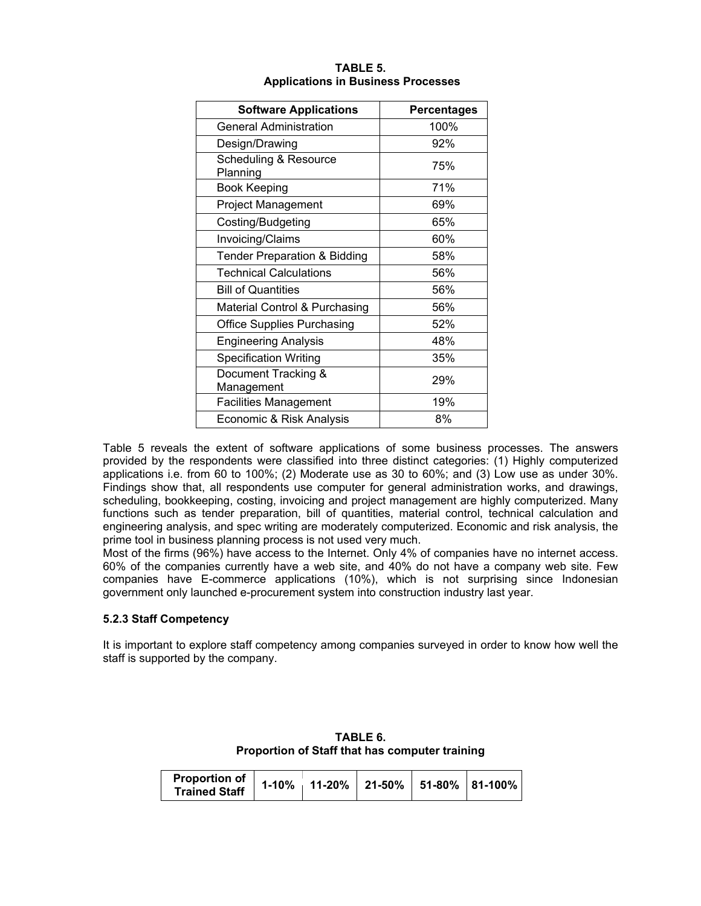**TABLE 5.**
**Applications in Business Processes**

| Software Applications | Percentages |
|---|---|
| General Administration | 100% |
| Design/Drawing | 92% |
| Scheduling & Resource Planning | 75% |
| Book Keeping | 71% |
| Project Management | 69% |
| Costing/Budgeting | 65% |
| Invoicing/Claims | 60% |
| Tender Preparation & Bidding | 58% |
| Technical Calculations | 56% |
| Bill of Quantities | 56% |
| Material Control & Purchasing | 56% |
| Office Supplies Purchasing | 52% |
| Engineering Analysis | 48% |
| Specification Writing | 35% |
| Document Tracking & Management | 29% |
| Facilities Management | 19% |
| Economic & Risk Analysis | 8% |

Table 5 reveals the extent of software applications of some business processes. The answers provided by the respondents were classified into three distinct categories: (1) Highly computerized applications i.e. from 60 to 100%; (2) Moderate use as 30 to 60%; and (3) Low use as under 30%. Findings show that, all respondents use computer for general administration works, and drawings, scheduling, bookkeeping, costing, invoicing and project management are highly computerized. Many functions such as tender preparation, bill of quantities, material control, technical calculation and engineering analysis, and spec writing are moderately computerized. Economic and risk analysis, the prime tool in business planning process is not used very much.

Most of the firms (96%) have access to the Internet. Only 4% of companies have no internet access. 60% of the companies currently have a web site, and 40% do not have a company web site. Few companies have E-commerce applications (10%), which is not surprising since Indonesian government only launched e-procurement system into construction industry last year.

### 5.2.3 Staff Competency

It is important to explore staff competency among companies surveyed in order to know how well the staff is supported by the company.

**TABLE 6.**
**Proportion of Staff that has computer training**

| Proportion of Trained Staff | 1-10% | 11-20% | 21-50% | 51-80% | 81-100% |
|---|---|---|---|---|---|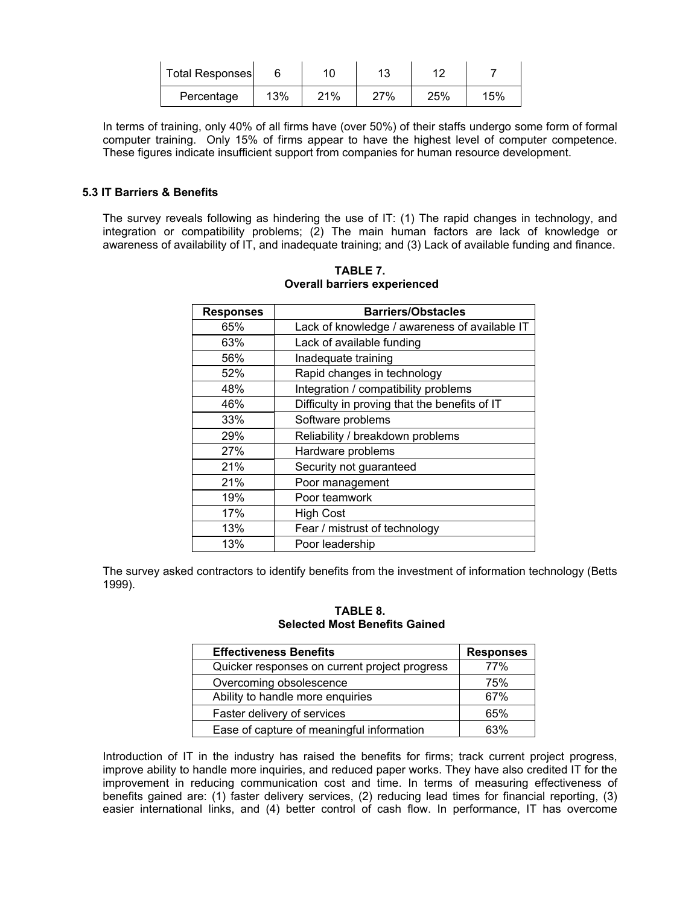| Total Responses | 6 | 10 | 13 | 12 | 7 |
|---|---|---|---|---|---|
| Percentage | 13% | 21% | 27% | 25% | 15% |

In terms of training, only 40% of all firms have (over 50%) of their staffs undergo some form of formal computer training. Only 15% of firms appear to have the highest level of computer competence. These figures indicate insufficient support from companies for human resource development.

### 5.3 IT Barriers & Benefits

The survey reveals following as hindering the use of IT: (1) The rapid changes in technology, and integration or compatibility problems; (2) The main human factors are lack of knowledge or awareness of availability of IT, and inadequate training; and (3) Lack of available funding and finance.

**TABLE 7.**
**Overall barriers experienced**

| Responses | Barriers/Obstacles |
|---|---|
| 65% | Lack of knowledge / awareness of available IT |
| 63% | Lack of available funding |
| 56% | Inadequate training |
| 52% | Rapid changes in technology |
| 48% | Integration / compatibility problems |
| 46% | Difficulty in proving that the benefits of IT |
| 33% | Software problems |
| 29% | Reliability / breakdown problems |
| 27% | Hardware problems |
| 21% | Security not guaranteed |
| 21% | Poor management |
| 19% | Poor teamwork |
| 17% | High Cost |
| 13% | Fear / mistrust of technology |
| 13% | Poor leadership |

The survey asked contractors to identify benefits from the investment of information technology (Betts 1999).

**TABLE 8.**
**Selected Most Benefits Gained**

| Effectiveness Benefits | Responses |
|---|---|
| Quicker responses on current project progress | 77% |
| Overcoming obsolescence | 75% |
| Ability to handle more enquiries | 67% |
| Faster delivery of services | 65% |
| Ease of capture of meaningful information | 63% |

Introduction of IT in the industry has raised the benefits for firms; track current project progress, improve ability to handle more inquiries, and reduced paper works. They have also credited IT for the improvement in reducing communication cost and time. In terms of measuring effectiveness of benefits gained are: (1) faster delivery services, (2) reducing lead times for financial reporting, (3) easier international links, and (4) better control of cash flow. In performance, IT has overcome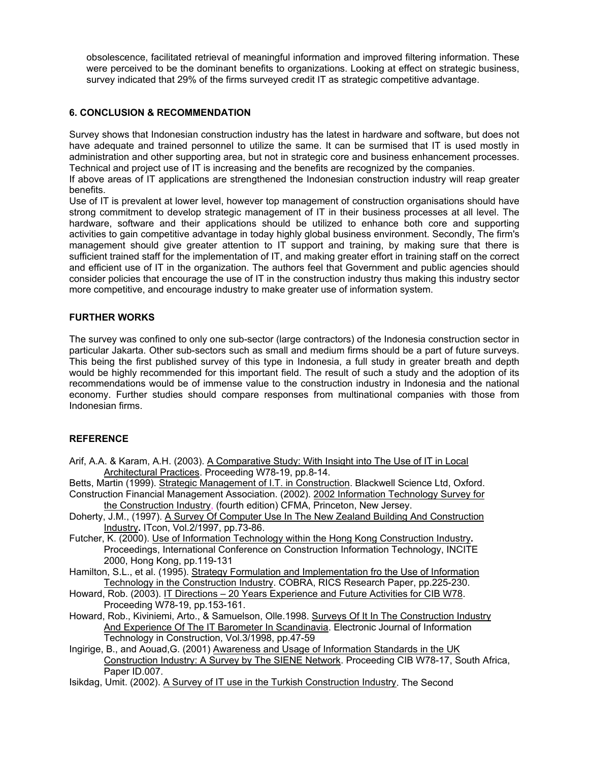obsolescence, facilitated retrieval of meaningful information and improved filtering information. These were perceived to be the dominant benefits to organizations. Looking at effect on strategic business, survey indicated that 29% of the firms surveyed credit IT as strategic competitive advantage.

## 6. CONCLUSION & RECOMMENDATION

Survey shows that Indonesian construction industry has the latest in hardware and software, but does not have adequate and trained personnel to utilize the same. It can be surmised that IT is used mostly in administration and other supporting area, but not in strategic core and business enhancement processes. Technical and project use of IT is increasing and the benefits are recognized by the companies.

If above areas of IT applications are strengthened the Indonesian construction industry will reap greater benefits.

Use of IT is prevalent at lower level, however top management of construction organisations should have strong commitment to develop strategic management of IT in their business processes at all level. The hardware, software and their applications should be utilized to enhance both core and supporting activities to gain competitive advantage in today highly global business environment. Secondly, The firm's management should give greater attention to IT support and training, by making sure that there is sufficient trained staff for the implementation of IT, and making greater effort in training staff on the correct and efficient use of IT in the organization. The authors feel that Government and public agencies should consider policies that encourage the use of IT in the construction industry thus making this industry sector more competitive, and encourage industry to make greater use of information system.

## FURTHER WORKS

The survey was confined to only one sub-sector (large contractors) of the Indonesia construction sector in particular Jakarta. Other sub-sectors such as small and medium firms should be a part of future surveys. This being the first published survey of this type in Indonesia, a full study in greater breath and depth would be highly recommended for this important field. The result of such a study and the adoption of its recommendations would be of immense value to the construction industry in Indonesia and the national economy. Further studies should compare responses from multinational companies with those from Indonesian firms.

## REFERENCE

Arif, A.A. & Karam, A.H. (2003). A Comparative Study: With Insight into The Use of IT in Local Architectural Practices. Proceeding W78-19, pp.8-14.

Betts, Martin (1999). Strategic Management of I.T. in Construction. Blackwell Science Ltd, Oxford.

Construction Financial Management Association. (2002). 2002 Information Technology Survey for the Construction Industry, (fourth edition) CFMA, Princeton, New Jersey.

Doherty, J.M., (1997). A Survey Of Computer Use In The New Zealand Building And Construction Industry**.** ITcon, Vol.2/1997, pp.73-86.

Futcher, K. (2000). Use of Information Technology within the Hong Kong Construction Industry**.** Proceedings, International Conference on Construction Information Technology, INCITE 2000, Hong Kong, pp.119-131

Hamilton, S.L., et al. (1995). Strategy Formulation and Implementation fro the Use of Information Technology in the Construction Industry. COBRA, RICS Research Paper, pp.225-230.

Howard, Rob. (2003). IT Directions – 20 Years Experience and Future Activities for CIB W78. Proceeding W78-19, pp.153-161.

Howard, Rob., Kiviniemi, Arto., & Samuelson, Olle.1998. Surveys Of It In The Construction Industry And Experience Of The IT Barometer In Scandinavia. Electronic Journal of Information Technology in Construction, Vol.3/1998, pp.47-59

Ingirige, B., and Aouad,G. (2001) Awareness and Usage of Information Standards in the UK Construction Industry: A Survey by The SIENE Network. Proceeding CIB W78-17, South Africa, Paper ID.007.

Isikdag, Umit. (2002). A Survey of IT use in the Turkish Construction Industry. The Second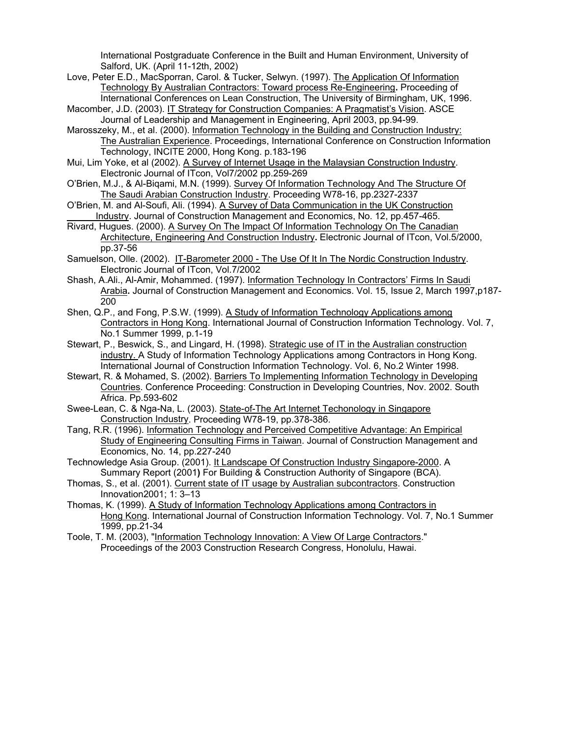International Postgraduate Conference in the Built and Human Environment, University of Salford, UK. (April 11-12th, 2002)

Love, Peter E.D., MacSporran, Carol. & Tucker, Selwyn. (1997). The Application Of Information Technology By Australian Contractors: Toward process Re-Engineering. Proceeding of International Conferences on Lean Construction, The University of Birmingham, UK, 1996.

Macomber, J.D. (2003). IT Strategy for Construction Companies: A Pragmatist's Vision. ASCE Journal of Leadership and Management in Engineering, April 2003, pp.94-99.

Marosszeky, M., et al. (2000). Information Technology in the Building and Construction Industry: The Australian Experience. Proceedings, International Conference on Construction Information Technology, INCITE 2000, Hong Kong. p.183-196

Mui, Lim Yoke, et al (2002). A Survey of Internet Usage in the Malaysian Construction Industry. Electronic Journal of ITcon, Vol7/2002 pp.259-269

O'Brien, M.J., & Al-Biqami, M.N. (1999). Survey Of Information Technology And The Structure Of The Saudi Arabian Construction Industry. Proceeding W78-16, pp.2327-2337

O'Brien, M. and Al-Soufi, Ali. (1994). A Survey of Data Communication in the UK Construction Industry. Journal of Construction Management and Economics, No. 12, pp.457-465.

Rivard, Hugues. (2000). A Survey On The Impact Of Information Technology On The Canadian Architecture, Engineering And Construction Industry. Electronic Journal of ITcon, Vol.5/2000, pp.37-56

Samuelson, Olle. (2002). IT-Barometer 2000 - The Use Of It In The Nordic Construction Industry. Electronic Journal of ITcon, Vol.7/2002

Shash, A.Ali., Al-Amir, Mohammed. (1997). Information Technology In Contractors' Firms In Saudi Arabia. Journal of Construction Management and Economics. Vol. 15, Issue 2, March 1997,p187-200

Shen, Q.P., and Fong, P.S.W. (1999). A Study of Information Technology Applications among Contractors in Hong Kong. International Journal of Construction Information Technology. Vol. 7, No.1 Summer 1999, p.1-19

Stewart, P., Beswick, S., and Lingard, H. (1998). Strategic use of IT in the Australian construction industry. A Study of Information Technology Applications among Contractors in Hong Kong. International Journal of Construction Information Technology. Vol. 6, No.2 Winter 1998.

Stewart, R. & Mohamed, S. (2002). Barriers To Implementing Information Technology in Developing Countries. Conference Proceeding: Construction in Developing Countries, Nov. 2002. South Africa. Pp.593-602

Swee-Lean, C. & Nga-Na, L. (2003). State-of-The Art Internet Techonology in Singapore Construction Industry. Proceeding W78-19, pp.378-386.

Tang, R.R. (1996). Information Technology and Perceived Competitive Advantage: An Empirical Study of Engineering Consulting Firms in Taiwan. Journal of Construction Management and Economics, No. 14, pp.227-240

Technowledge Asia Group. (2001). It Landscape Of Construction Industry Singapore-2000. A Summary Report (2001) For Building & Construction Authority of Singapore (BCA).

Thomas, S., et al. (2001). Current state of IT usage by Australian subcontractors. Construction Innovation2001; 1: 3–13

Thomas, K. (1999). A Study of Information Technology Applications among Contractors in Hong Kong. International Journal of Construction Information Technology. Vol. 7, No.1 Summer 1999, pp.21-34

Toole, T. M. (2003), "Information Technology Innovation: A View Of Large Contractors." Proceedings of the 2003 Construction Research Congress, Honolulu, Hawai.